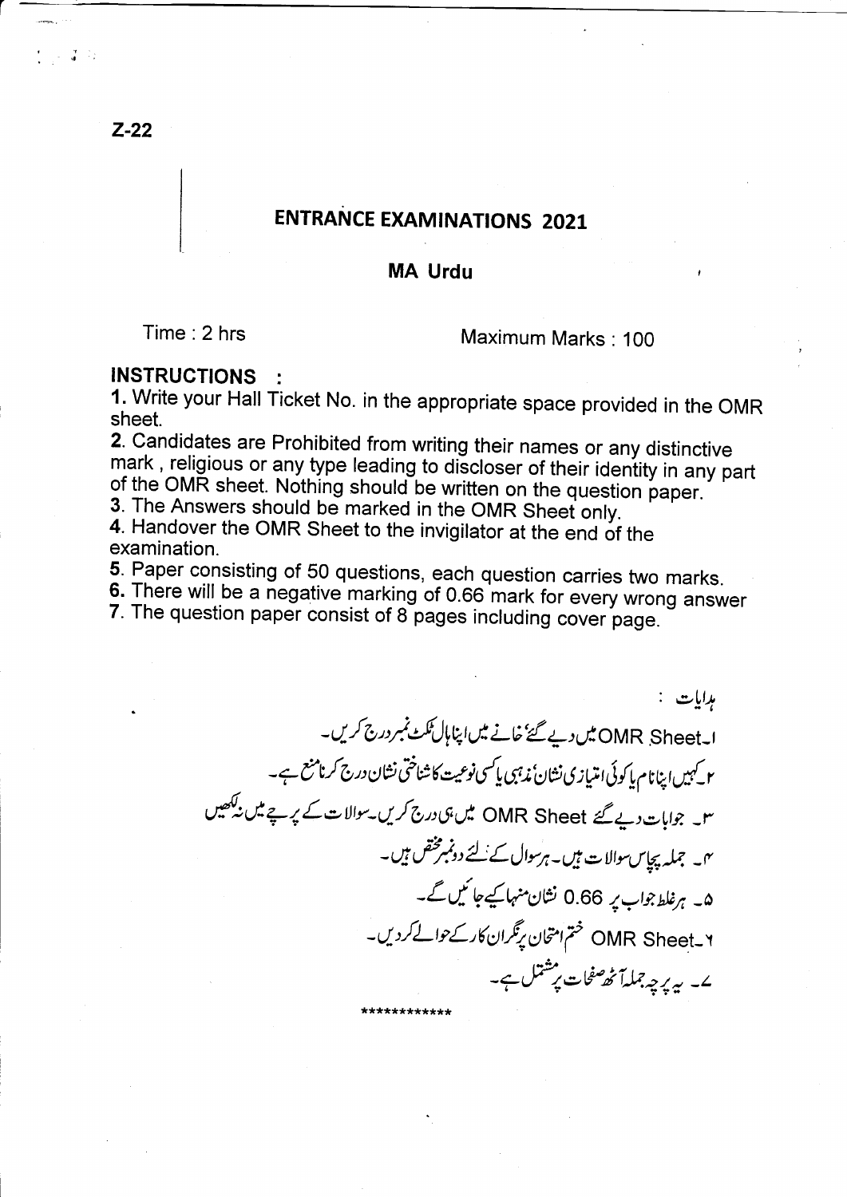Z-22

# ENTRANCE EXAMINATIONS 2021

## MA Urdu

Time : 2 hrs

Maximum Marks : 100

**INSTRUCTIONS :**

**1.** Write your Hall Ticket No. in the appropriate space provided in the OMR sheet.

**2.** Candidates are Prohibited from writing their names or any distinctive mark , religious or any type leading to discloser of their identity in any part of the OMR sheet. Nothing should be written on the question paper.

**3.** The Answers should be marked in the OMR Sheet only.

**4.** Handover the OMR Sheet to the invigilator at the end of the examination.

**5.** Paper consisting of 50 questions, each question carries two marks.

**6.** There will be a negative marking of 0.66 mark for every wrong answer

**7.** The question paper consist of 8 pages including cover page.

ہدایات :

۱۔ OMR Sheet میں دیے گئے خانے میں اپنا ہال ٹکٹ نمبر درج کریں۔

۲۔ کہیں اپنا نام یا کوئی امتیازی نشان، مذہبی یا کسی نوعیت کا شناختی نشان درج کرنا منع ہے۔

۳۔ جوابات دیے گئے OMR Sheet میں ہی درج کریں۔ سوالات کے پرچے میں نہ لکھیں

۴۔ جملہ پچاس سوالات ہیں۔ ہر سوال کے لئے دو نمبر مختص ہیں۔

۵۔ ہر غلط جواب پر 0.66 نشان منہا کیے جائیں گے۔

۶۔ OMR Sheet ختم امتحان پر نگران کار کے حوالے کر دیں۔

۷۔ یہ پرچہ جملہ آٹھ صفحات پر مشتمل ہے۔

************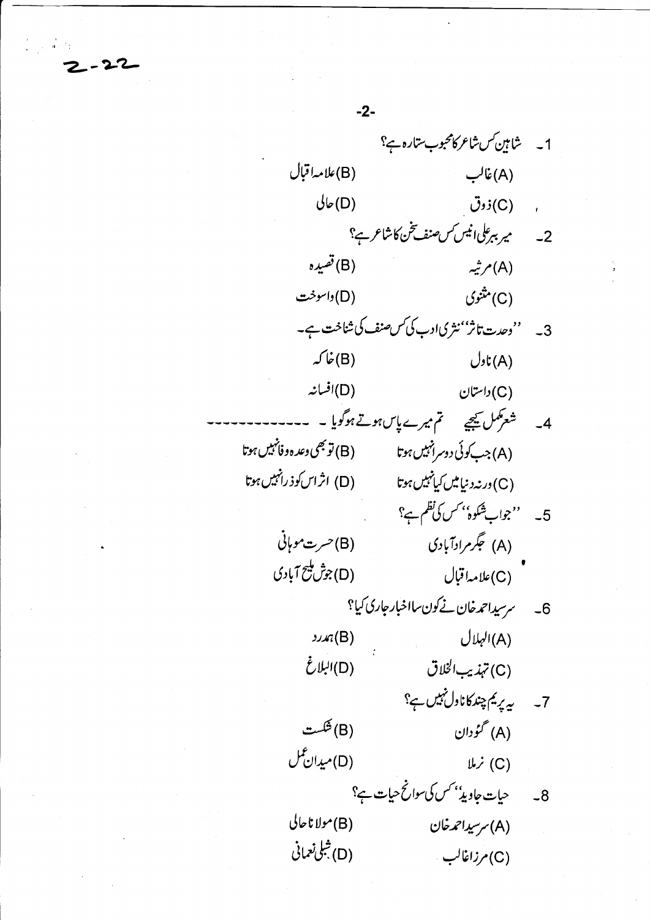1۔ شاہین کس شاعر کا محبوب ستارہ ہے؟

(A) غالب  (B) علامہ اقبال

(C) ذوق  (D) حالی

2۔ میر ببر علی انیس کس صنف سخن کا شاعر ہے؟

(A) مرثیہ  (B) قصیدہ

(C) مثنوی  (D) واسوخت

3۔ ''وحدت تاثر'' نثری ادب کی کس صنف کی شناخت ہے۔

(A) ناول  (B) خاکہ

(C) داستان  (D) افسانہ

4۔ شعر مکمل کیجیے  تم میرے پاس ہوتے ہو گویا ۔ ---------------

(A) جب کوئی دوسرا نہیں ہوتا  (B) تو بھی وعدہ وفا نہیں ہوتا

(C) ورنہ دنیا میں کیا نہیں ہوتا  (D) اثر اس کو ذرا نہیں ہوتا

5۔ ''جواب شکوہ'' کس کی نظم ہے؟

(A) جگر مراد آبادی  (B) حسرت موہانی

(C) علامہ اقبال  (D) جوش ملیح آبادی

6۔ سر سید احمد خان نے کون سا اخبار جاری کیا؟

(A) الہلال  (B) ہمدرد

(C) تہذیب الخلاق  (D) البلاغ

7۔ یہ پریم چند کا ناول نہیں ہے؟

(A) گئودان  (B) شکست

(C) نرملا  (D) میدان عمل

8۔ حیات جاوید'' کس کی سوانح حیات ہے؟

(A) سر سید احمد خان  (B) مولانا حالی

(C) مرزا غالب  (D) شبلی نعمانی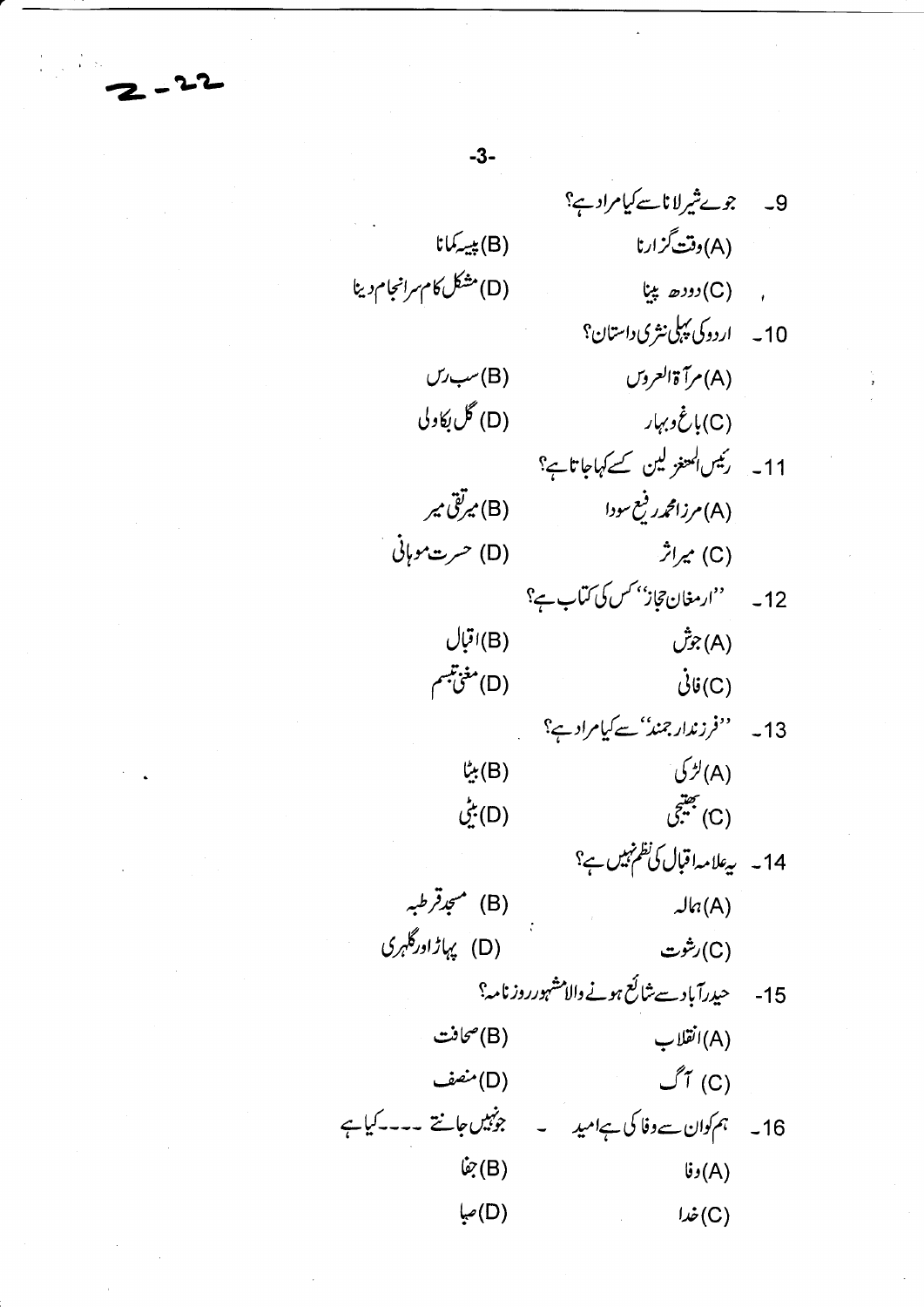9۔ جوئے شیر لانا سے کیا مراد ہے؟

(A) وقت گزارنا
(B) پیسہ کمانا
(C) دودھ پینا
(D) مشکل کام سرانجام دینا

10۔ اردو کی پہلی نثری داستان؟

(A) مرآۃ العروس
(B) سب رس
(C) باغ و بہار
(D) گل بکاولی

11۔ رئیس المتغزلین کسے کہا جاتا ہے؟

(A) مرزا محمد رفیع سودا
(B) میر تقی میر
(C) میر اثر
(D) حسرت موہانی

12۔ ''ارمغان حجاز'' کس کی کتاب ہے؟

(A) جوش
(B) اقبال
(C) فانی
(D) مغنی تبسم

13۔ ''فرزندِ ارجمند'' سے کیا مراد ہے؟

(A) لڑکی
(B) بیٹا
(C) بھتیجی
(D) بیٹی

14۔ یہ علامہ اقبال کی نظم نہیں ہے؟

(A) ہمالہ
(B) مسجد قرطبہ
(C) رشوت
(D) پہاڑ اور گلہری

15۔ حیدرآباد سے شائع ہونے والا مشہور روزنامہ؟

(A) انقلاب
(B) صحافت
(C) آگ
(D) منصف

16۔ ہم کو ان سے وفا کی ہے امید ۔ جو نہیں جانتے ---- کیا ہے

(A) وفا
(B) جفا
(C) خدا
(D) صبا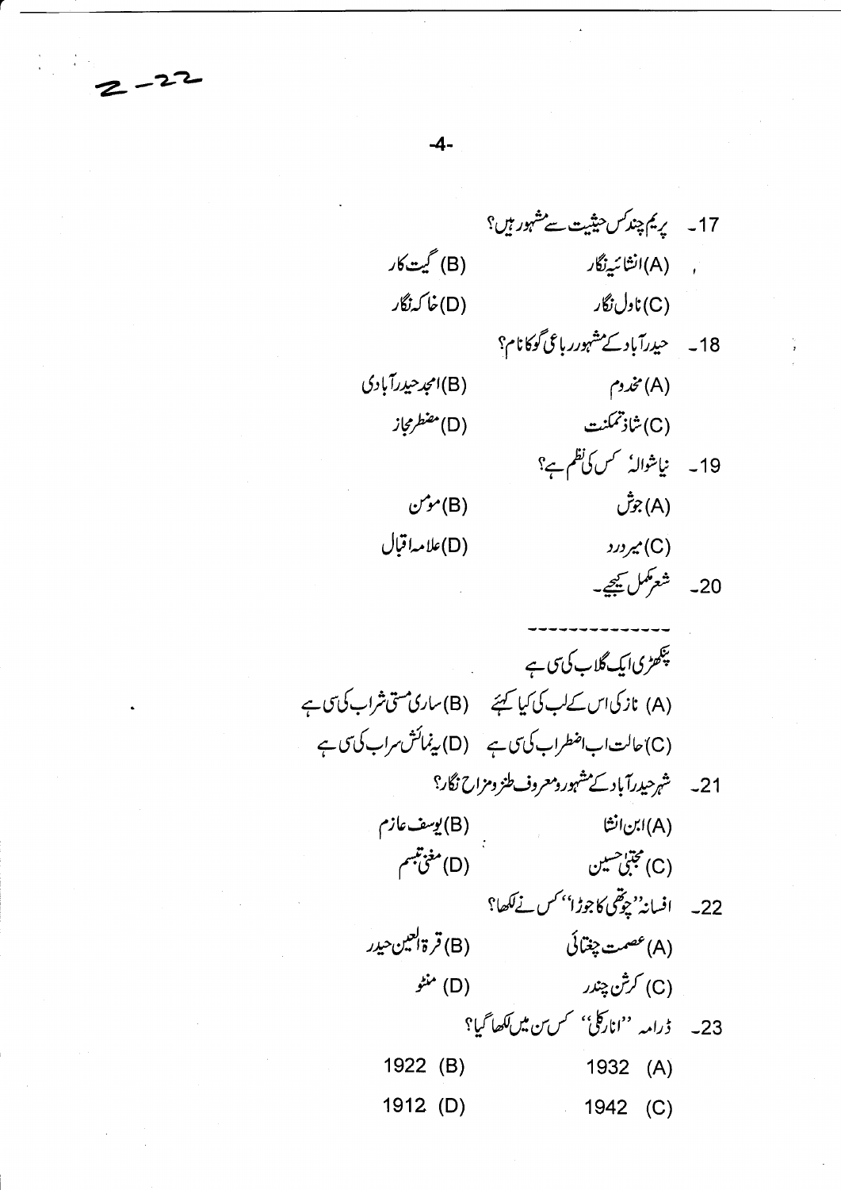17۔ پریم چند کس حیثیت سے مشہور ہیں؟

(A) انشائیہ نگار
(B) گیت کار
(C) ناول نگار
(D) خاکہ نگار

18۔ حیدرآباد کے مشہور رباعی گو کا نام؟

(A) مخدوم
(B) امجد حیدرآبادی
(C) شاذ تمکنت
(D) مضطر مجاز

19۔ نیا شوالہ کس کی نظم ہے؟

(A) جوش
(B) مومن
(C) میر درد
(D) علامہ اقبال

20۔ شعر مکمل کیجیے۔

--------------

پنکھڑی ایک گلاب کی سی ہے

(A) نازکی اس کے لب کی کیا کہیے
(B) ساری مستی شراب کی سی ہے
(C) حالت اب اضطراب کی سی ہے
(D) یہ نمائش سراب کی سی ہے

21۔ شہر حیدرآباد کے مشہور و معروف طنز و مزاح نگار؟

(A) ابن انشا
(B) یوسف عازم
(C) مجتبیٰ حسین
(D) مغنی تبسم

22۔ افسانہ ''چوتھی کا جوڑا'' کس نے لکھا؟

(A) عصمت چغتائی
(B) قرۃ العین حیدر
(C) کرشن چندر
(D) منٹو

23۔ ڈرامہ ''انارکلی'' کس سن میں لکھا گیا؟

(A) 1932
(B) 1922
(C) 1942
(D) 1912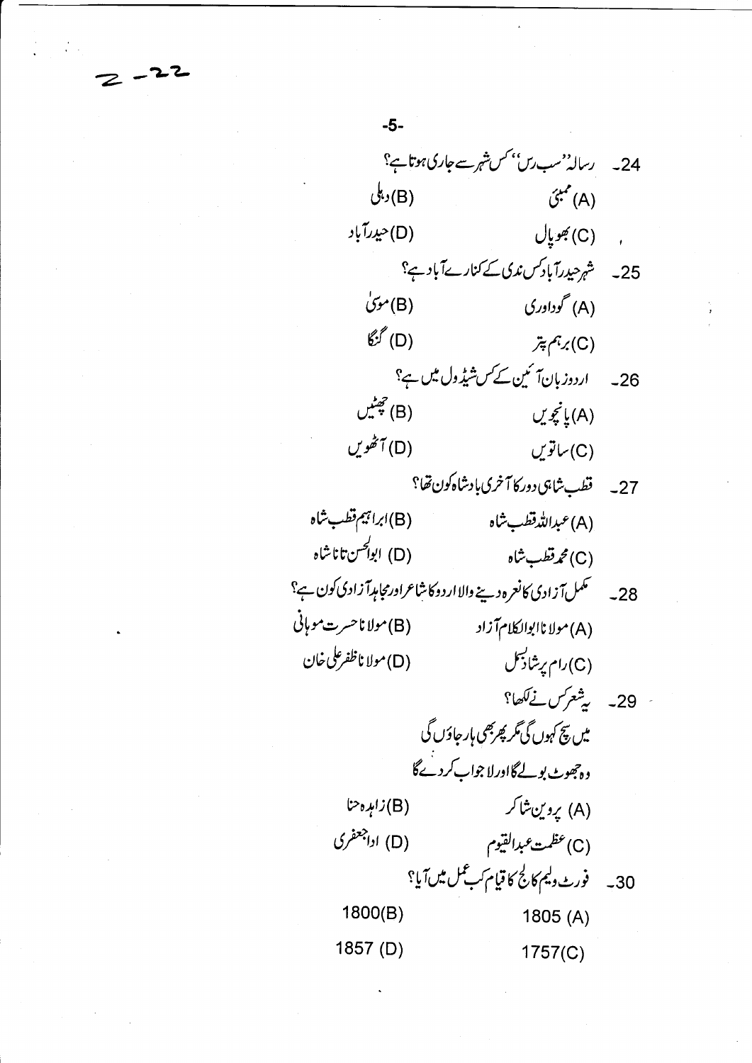24۔ رسالہ ''سب رس'' کس شہر سے جاری ہوتا ہے؟

(A) ممبئی (B) دہلی

(C) بھوپال (D) حیدرآباد

25۔ شہر حیدرآباد کس ندی کے کنارے آباد ہے؟

(A) گوداوری (B) موسیٰ

(C) برہم پتر (D) گنگا

26۔ اردو زبان آئین کے کس شیڈول میں ہے؟

(A) پانچویں (B) چھٹیں

(C) ساتویں (D) آٹھویں

27۔ قطب شاہی دور کا آخری بادشاہ کون تھا؟

(A) عبداللہ قطب شاہ (B) ابراہیم قطب شاہ

(C) محمد قطب شاہ (D) ابوالحسن تانا شاہ

28۔ مکمل آزادی کا نعرہ دینے والا اردو کا شاعر اور مجاہد آزادی کون ہے؟

(A) مولانا ابوالکلام آزاد (B) مولانا حسرت موہانی

(C) رام پرشاد بسمل (D) مولانا ظفر علی خان

29۔ یہ شعر کس نے لکھا؟

میں سچ کہوں گی مگر پھر بھی ہار جاؤں گی
وہ جھوٹ بولے گا اور لا جواب کر دے گا

(A) پروین شاکر (B) زاہدہ حنا

(C) عظمت عبدالقیوم (D) ادا جعفری

30۔ فورٹ ولیم کالج کا قیام کب عمل میں آیا؟

(A) 1805 (B) 1800

(C) 1757 (D) 1857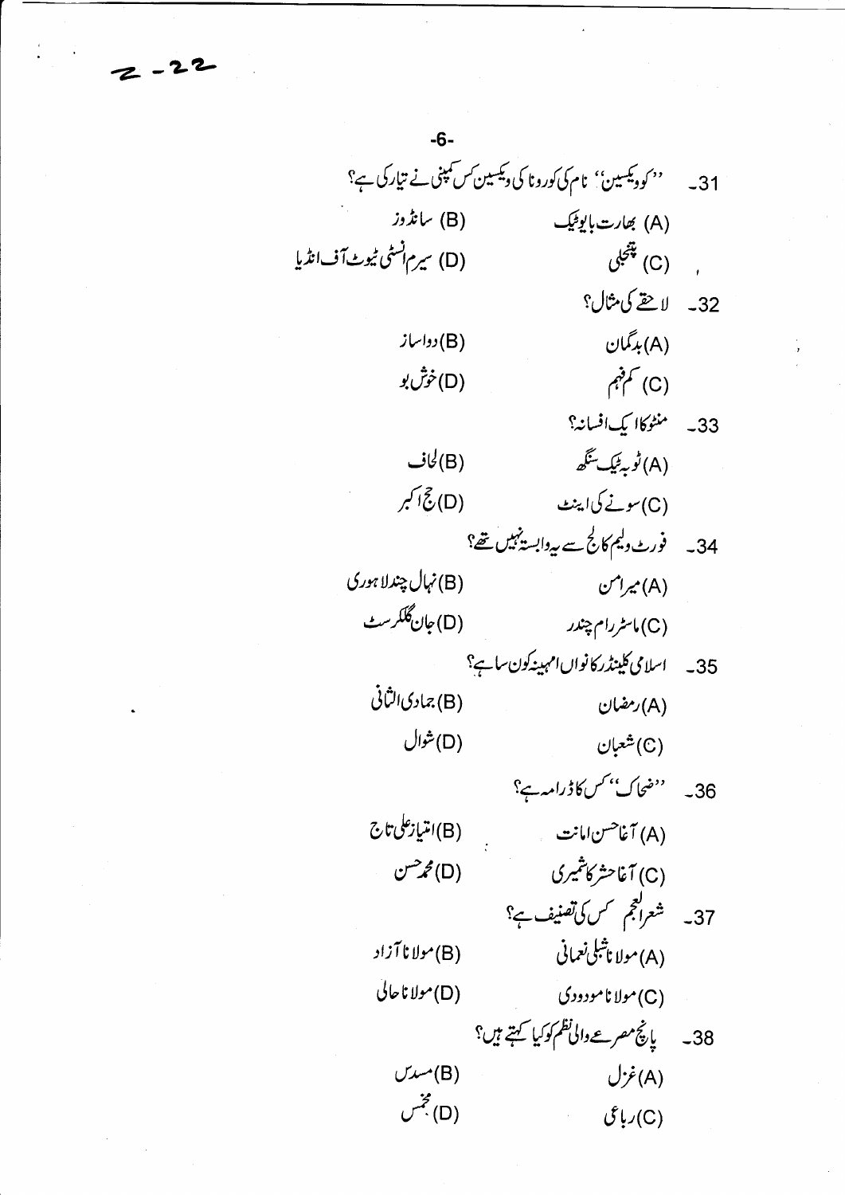Z-22

31۔ ''کوویکسین'' نام کی کورونا کی ویکسین کس کمپنی نے تیار کی ہے؟

(A) بھارت بایوٹیک
(B) سانڈوز
(C) پتنجلی
(D) سیرم انسٹی ٹیوٹ آف انڈیا

32۔ لاحقے کی مثال؟

(A) بدگمان
(B) دواساز
(C) کم فہم
(D) خوش بو

33۔ منٹو کا ایک افسانہ؟

(A) ٹوبہ ٹیک سنگھ
(B) لحاف
(C) سونے کی اینٹ
(D) حج اکبر

34۔ فورٹ ولیم کالج سے یہ وابستہ نہیں تھے؟

(A) میر امن
(B) نہال چند لاہوری
(C) ماسٹر رام چندر
(D) جان گلکرسٹ

35۔ اسلامی کلینڈر کا نواں مہینہ کون سا ہے؟

(A) رمضان
(B) جمادی الثانی
(C) شعبان
(D) شوال

36۔ ''ضحاک'' کس کا ڈرامہ ہے؟

(A) آغا حسن امانت
(B) امتیاز علی تاج
(C) آغا حشر کاشمیری
(D) محمد حسن

37۔ شعرالعجم کس کی تصنیف ہے؟

(A) مولانا شبلی نعمانی
(B) مولانا آزاد
(C) مولانا مودودی
(D) مولانا حالی

38۔ پانچ مصرعے والی نظم کو کیا کہتے ہیں؟

(A) غزل
(B) مسدس
(C) رباعی
(D) مخمس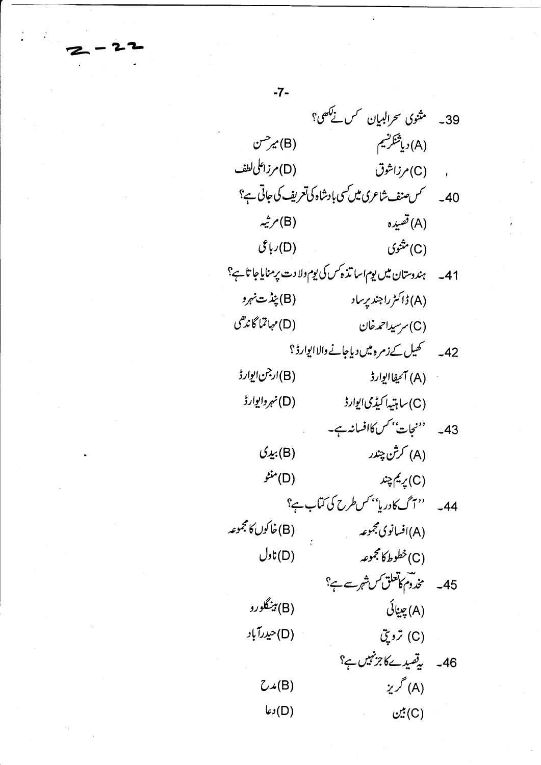39۔ مثنوی سحرالبیان کس نے لکھی؟

(A) دیاشنکرنسیم　　(B) میرحسن

(C) مرزاشوق　　(D) مرزاعلی لطف

40۔ کس صنف شاعری میں کسی بادشاہ کی تعریف کی جاتی ہے؟

(A) قصیدہ　　(B) مرثیہ

(C) مثنوی　　(D) رباعی

41۔ ہندوستان میں یوم اساتذہ کس کی یوم ولادت پر منایا جاتا ہے؟

(A) ڈاکٹر راجندر پرساد　　(B) پنڈت نہرو

(C) سرسید احمد خان　　(D) مہاتما گاندھی

42۔ کھیل کے زمرہ میں دیا جانے والا ایوارڈ؟

(A) آئیفا ایوارڈ　　(B) ارجن ایوارڈ

(C) ساہتیہ اکیڈمی ایوارڈ　　(D) نہرو ایوارڈ

43۔ ''نجات'' کس کا افسانہ ہے۔

(A) کرشن چندر　　(B) بیدی

(C) پریم چند　　(D) منٹو

44۔ ''آگ کا دریا'' کس طرح کی کتاب ہے؟

(A) افسانوی مجموعہ　　(B) خاکوں کا مجموعہ

(C) خطوط کا مجموعہ　　(D) ناول

45۔ مخدومؔ کا تعلق کس شہر سے ہے؟

(A) چینائی　　(B) بینگلورو

(C) تروپتی　　(D) حیدرآباد

46۔ یہ قصیدے کا جز نہیں ہے؟

(A) گریز　　(B) مدح

(C) بین　　(D) دعا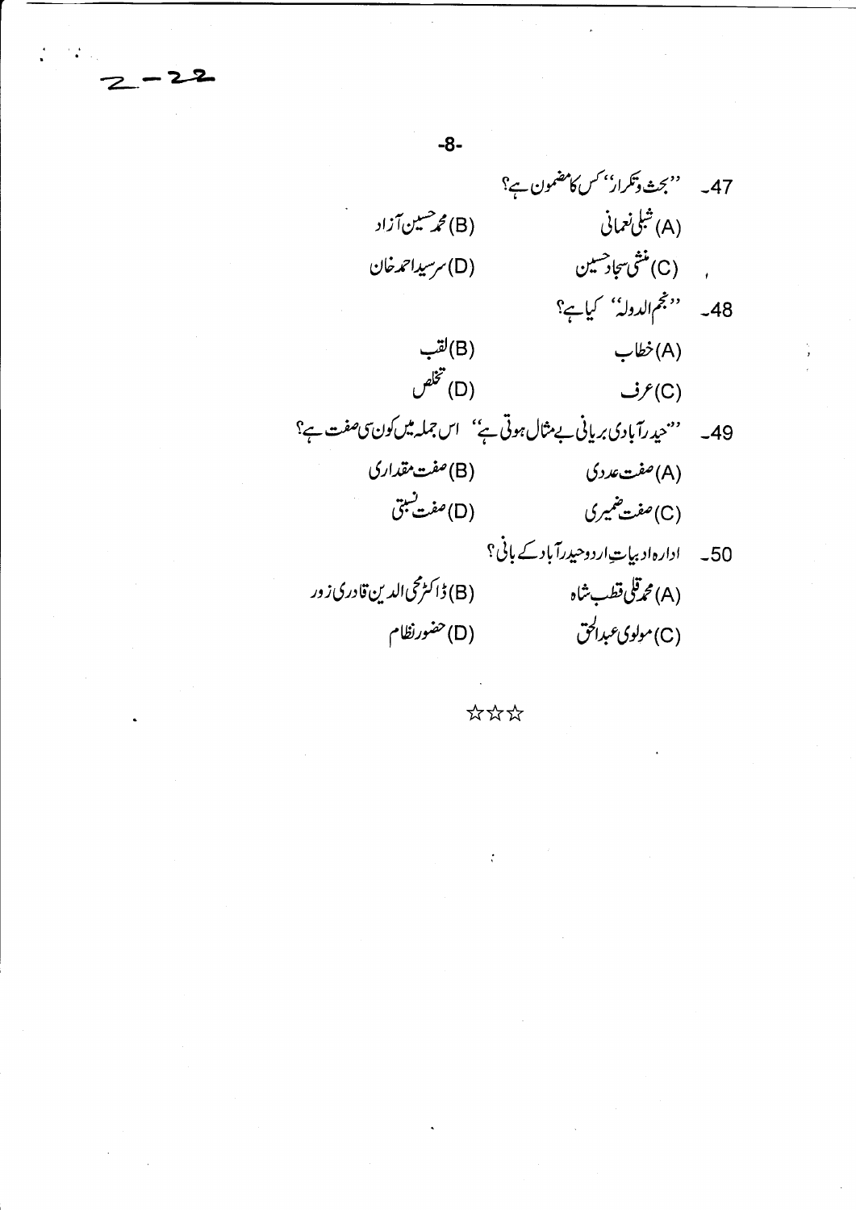47۔ ''بحث وتکرار'' کس کا مضمون ہے؟

(A) شبلی نعمانی　　(B) محمد حسین آزاد

(C) منشی سجاد حسین　　(D) سرسید احمد خان

48۔ ''نجم الدولہ'' کیا ہے؟

(A) خطاب　　(B) لقب

(C) عرف　　(D) تخلص

49۔ ''حیدرآبادی بریانی بے مثال ہوتی ہے'' اس جملہ میں کون سی صفت ہے؟

(A) صفت عددی　　(B) صفت مقداری

(C) صفت ضمیری　　(D) صفت نسبتی

50۔ ادارہ ادبیاتِ اردو حیدرآباد کے بانی؟

(A) محمد قلی قطب شاہ　　(B) ڈاکٹر محی الدین قادری زور

(C) مولوی عبدالحق　　(D) حضور نظام

☆☆☆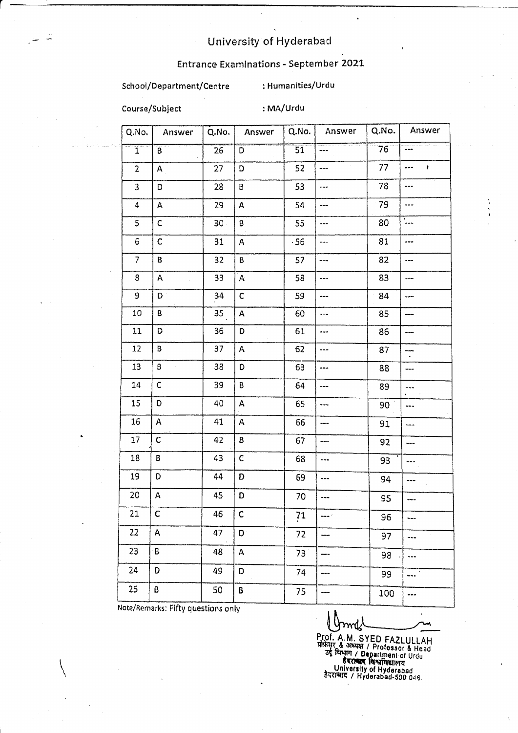# University of Hyderabad

## Entrance Examinations - September 2021

School/Department/Centre : Humanities/Urdu

Course/Subject : MA/Urdu

| Q.No. | Answer | Q.No. | Answer | Q.No. | Answer | Q.No. | Answer |
|---|---|---|---|---|---|---|---|
| 1 | B | 26 | D | 51 | --- | 76 | --- |
| 2 | A | 27 | D | 52 | --- | 77 | --- |
| 3 | D | 28 | B | 53 | --- | 78 | --- |
| 4 | A | 29 | A | 54 | --- | 79 | --- |
| 5 | C | 30 | B | 55 | --- | 80 | --- |
| 6 | C | 31 | A | 56 | --- | 81 | --- |
| 7 | B | 32 | B | 57 | --- | 82 | --- |
| 8 | A | 33 | A | 58 | --- | 83 | --- |
| 9 | D | 34 | C | 59 | --- | 84 | --- |
| 10 | B | 35 | A | 60 | --- | 85 | --- |
| 11 | D | 36 | D | 61 | --- | 86 | --- |
| 12 | B | 37 | A | 62 | --- | 87 | --- |
| 13 | B | 38 | D | 63 | --- | 88 | --- |
| 14 | C | 39 | B | 64 | --- | 89 | --- |
| 15 | D | 40 | A | 65 | --- | 90 | --- |
| 16 | A | 41 | A | 66 | --- | 91 | --- |
| 17 | C | 42 | B | 67 | --- | 92 | --- |
| 18 | B | 43 | C | 68 | --- | 93 | --- |
| 19 | D | 44 | D | 69 | --- | 94 | --- |
| 20 | A | 45 | D | 70 | --- | 95 | --- |
| 21 | C | 46 | C | 71 | --- | 96 | --- |
| 22 | A | 47 | D | 72 | --- | 97 | --- |
| 23 | B | 48 | A | 73 | --- | 98 | --- |
| 24 | D | 49 | D | 74 | --- | 99 | --- |
| 25 | B | 50 | B | 75 | --- | 100 | --- |

Note/Remarks: Fifty questions only

Prof. A.M. SYED FAZLULLAH
प्रोफ़ेसर & अध्यक्ष / Professor & Head
उर्दू विभाग / Department of Urdu
हैदराबाद विश्वविद्यालय
University of Hyderabad
हैदराबाद / Hyderabad-500 046.